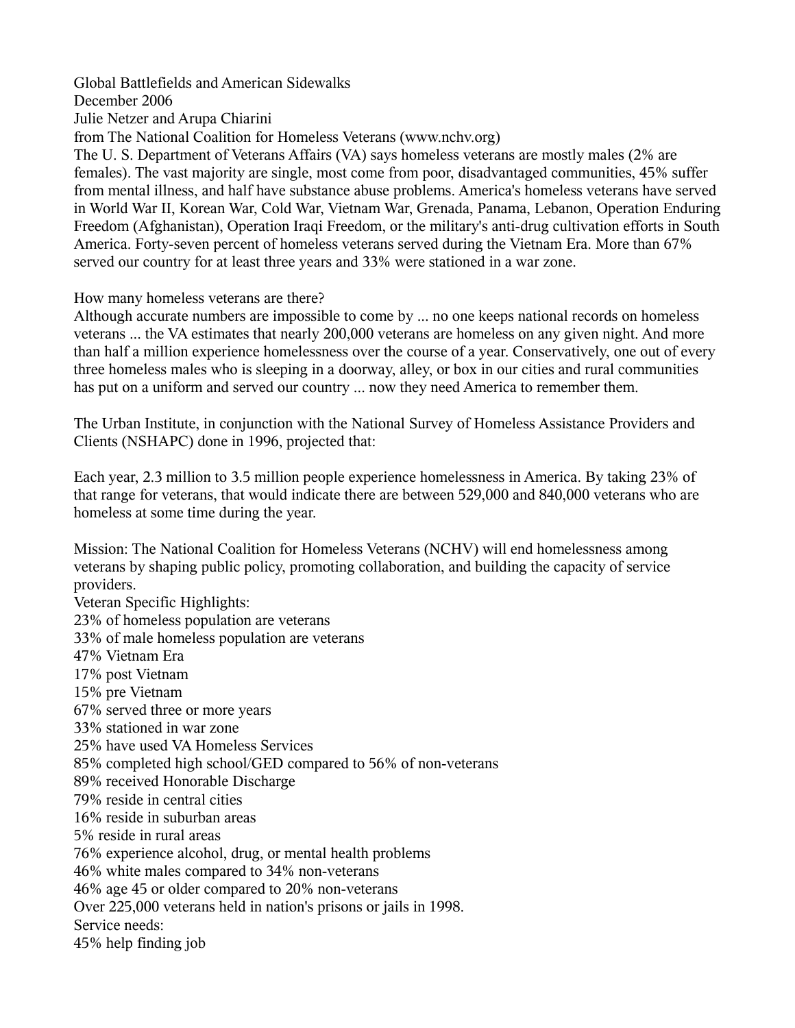Global Battlefields and American Sidewalks
December 2006
Julie Netzer and Arupa Chiarini
from The National Coalition for Homeless Veterans (www.nchv.org)

The U. S. Department of Veterans Affairs (VA) says homeless veterans are mostly males (2% are females). The vast majority are single, most come from poor, disadvantaged communities, 45% suffer from mental illness, and half have substance abuse problems. America's homeless veterans have served in World War II, Korean War, Cold War, Vietnam War, Grenada, Panama, Lebanon, Operation Enduring Freedom (Afghanistan), Operation Iraqi Freedom, or the military's anti-drug cultivation efforts in South America. Forty-seven percent of homeless veterans served during the Vietnam Era. More than 67% served our country for at least three years and 33% were stationed in a war zone.

How many homeless veterans are there?

Although accurate numbers are impossible to come by ... no one keeps national records on homeless veterans ... the VA estimates that nearly 200,000 veterans are homeless on any given night. And more than half a million experience homelessness over the course of a year. Conservatively, one out of every three homeless males who is sleeping in a doorway, alley, or box in our cities and rural communities has put on a uniform and served our country ... now they need America to remember them.

The Urban Institute, in conjunction with the National Survey of Homeless Assistance Providers and Clients (NSHAPC) done in 1996, projected that:

Each year, 2.3 million to 3.5 million people experience homelessness in America. By taking 23% of that range for veterans, that would indicate there are between 529,000 and 840,000 veterans who are homeless at some time during the year.

Mission: The National Coalition for Homeless Veterans (NCHV) will end homelessness among veterans by shaping public policy, promoting collaboration, and building the capacity of service providers.

Veteran Specific Highlights:
23% of homeless population are veterans
33% of male homeless population are veterans
47% Vietnam Era
17% post Vietnam
15% pre Vietnam
67% served three or more years
33% stationed in war zone
25% have used VA Homeless Services
85% completed high school/GED compared to 56% of non-veterans
89% received Honorable Discharge
79% reside in central cities
16% reside in suburban areas
5% reside in rural areas
76% experience alcohol, drug, or mental health problems
46% white males compared to 34% non-veterans
46% age 45 or older compared to 20% non-veterans
Over 225,000 veterans held in nation's prisons or jails in 1998.

Service needs:
45% help finding job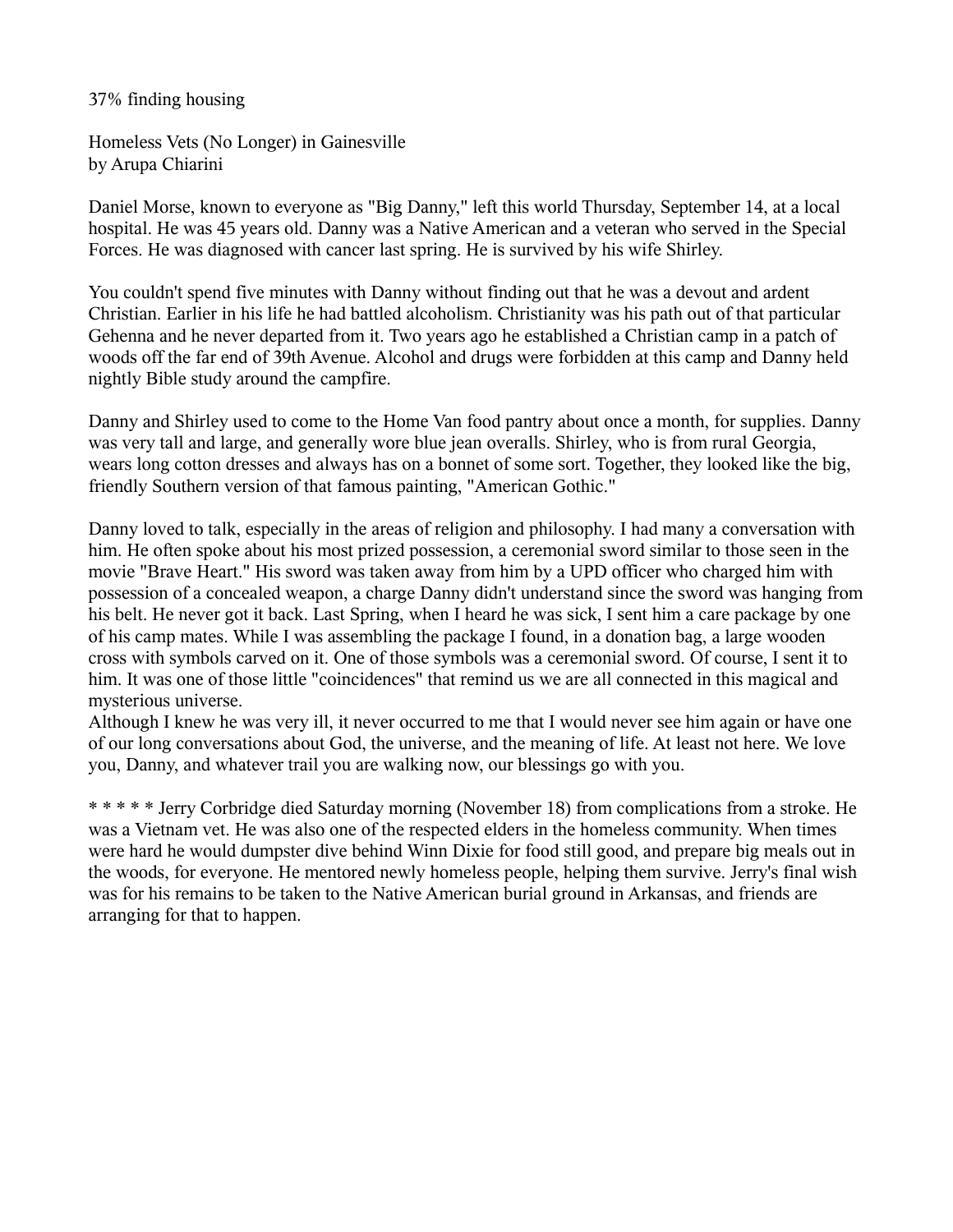37% finding housing

## Homeless Vets (No Longer) in Gainesville
by Arupa Chiarini

Daniel Morse, known to everyone as "Big Danny," left this world Thursday, September 14, at a local hospital. He was 45 years old. Danny was a Native American and a veteran who served in the Special Forces. He was diagnosed with cancer last spring. He is survived by his wife Shirley.

You couldn't spend five minutes with Danny without finding out that he was a devout and ardent Christian. Earlier in his life he had battled alcoholism. Christianity was his path out of that particular Gehenna and he never departed from it. Two years ago he established a Christian camp in a patch of woods off the far end of 39th Avenue. Alcohol and drugs were forbidden at this camp and Danny held nightly Bible study around the campfire.

Danny and Shirley used to come to the Home Van food pantry about once a month, for supplies. Danny was very tall and large, and generally wore blue jean overalls. Shirley, who is from rural Georgia, wears long cotton dresses and always has on a bonnet of some sort. Together, they looked like the big, friendly Southern version of that famous painting, "American Gothic."

Danny loved to talk, especially in the areas of religion and philosophy. I had many a conversation with him. He often spoke about his most prized possession, a ceremonial sword similar to those seen in the movie "Brave Heart." His sword was taken away from him by a UPD officer who charged him with possession of a concealed weapon, a charge Danny didn't understand since the sword was hanging from his belt. He never got it back. Last Spring, when I heard he was sick, I sent him a care package by one of his camp mates. While I was assembling the package I found, in a donation bag, a large wooden cross with symbols carved on it. One of those symbols was a ceremonial sword. Of course, I sent it to him. It was one of those little "coincidences" that remind us we are all connected in this magical and mysterious universe.
Although I knew he was very ill, it never occurred to me that I would never see him again or have one of our long conversations about God, the universe, and the meaning of life. At least not here. We love you, Danny, and whatever trail you are walking now, our blessings go with you.

* * * * * Jerry Corbridge died Saturday morning (November 18) from complications from a stroke. He was a Vietnam vet. He was also one of the respected elders in the homeless community. When times were hard he would dumpster dive behind Winn Dixie for food still good, and prepare big meals out in the woods, for everyone. He mentored newly homeless people, helping them survive. Jerry's final wish was for his remains to be taken to the Native American burial ground in Arkansas, and friends are arranging for that to happen.